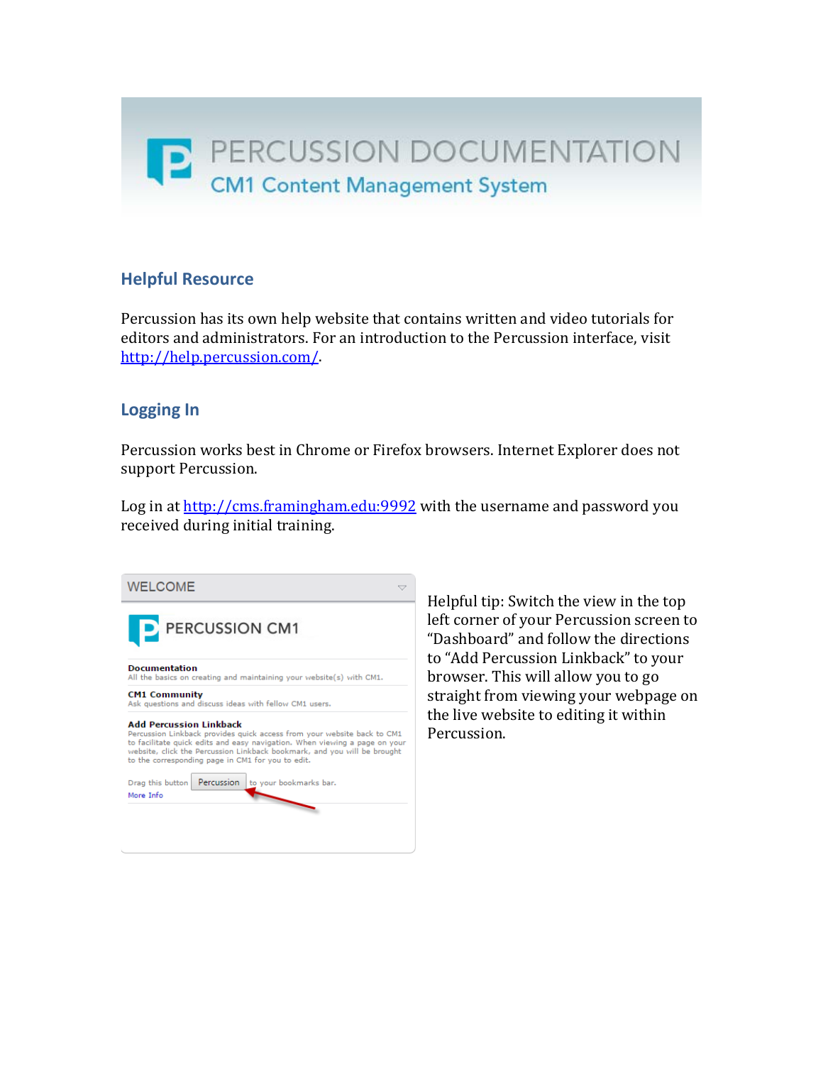# PERCUSSION DOCUMENTATION

## CM1 Content Management System

## Helpful Resource

Percussion has its own help website that contains written and video tutorials for editors and administrators. For an introduction to the Percussion interface, visit [http://help.percussion.com/](http://help.percussion.com/).

## Logging In

Percussion works best in Chrome or Firefox browsers. Internet Explorer does not support Percussion.

Log in at [http://cms.framingham.edu:9992](http://cms.framingham.edu:9992) with the username and password you received during initial training.

WELCOME

PERCUSSION CM1

**Documentation**
All the basics on creating and maintaining your website(s) with CM1.

**CM1 Community**
Ask questions and discuss ideas with fellow CM1 users.

**Add Percussion Linkback**
Percussion Linkback provides quick access from your website back to CM1 to facilitate quick edits and easy navigation. When viewing a page on your website, click the Percussion Linkback bookmark, and you will be brought to the corresponding page in CM1 for you to edit.

Drag this button Percussion to your bookmarks bar.
More Info

Helpful tip: Switch the view in the top left corner of your Percussion screen to "Dashboard" and follow the directions to "Add Percussion Linkback" to your browser. This will allow you to go straight from viewing your webpage on the live website to editing it within Percussion.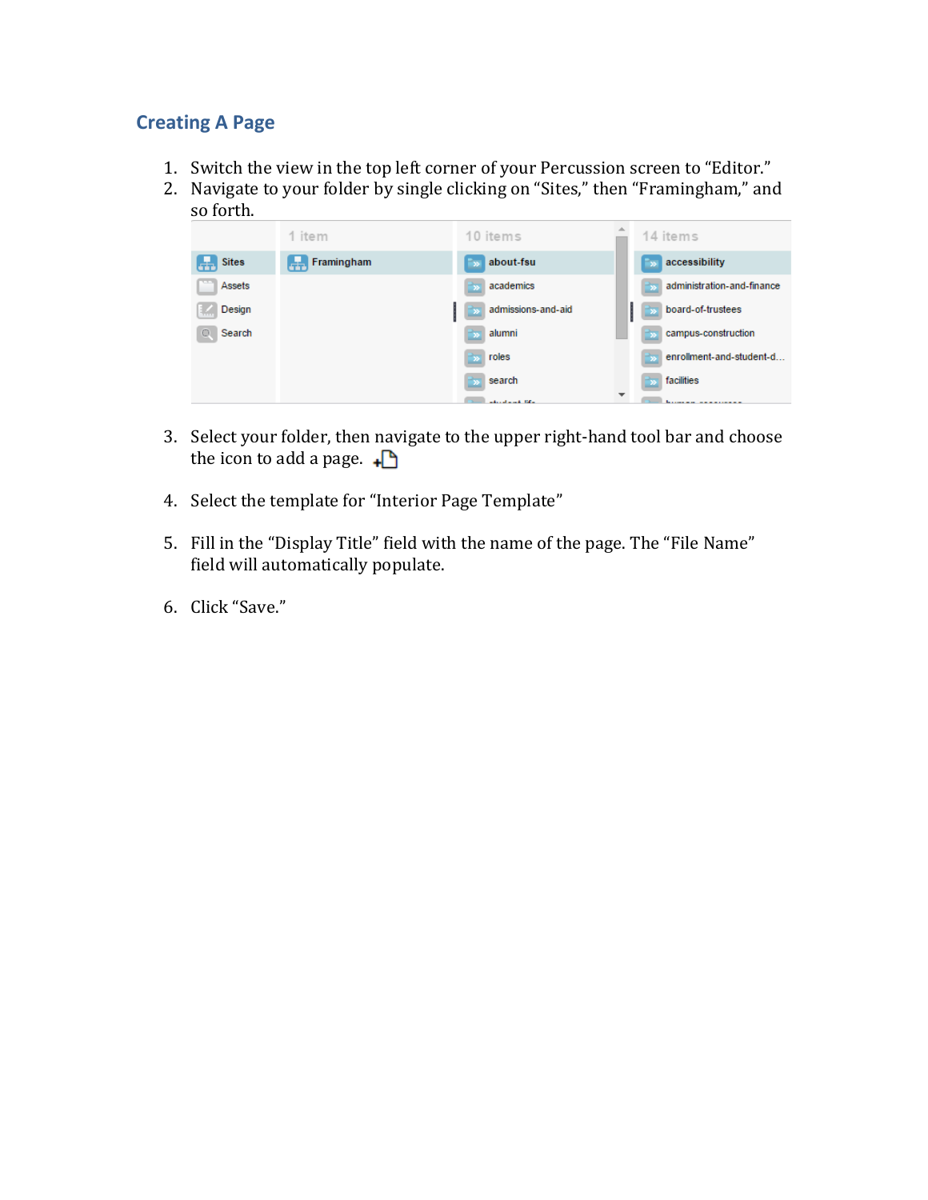## Creating A Page

1. Switch the view in the top left corner of your Percussion screen to “Editor.”
2. Navigate to your folder by single clicking on “Sites,” then “Framingham,” and so forth.

3. Select your folder, then navigate to the upper right-hand tool bar and choose the icon to add a page.

4. Select the template for “Interior Page Template”

5. Fill in the “Display Title” field with the name of the page. The “File Name” field will automatically populate.

6. Click “Save.”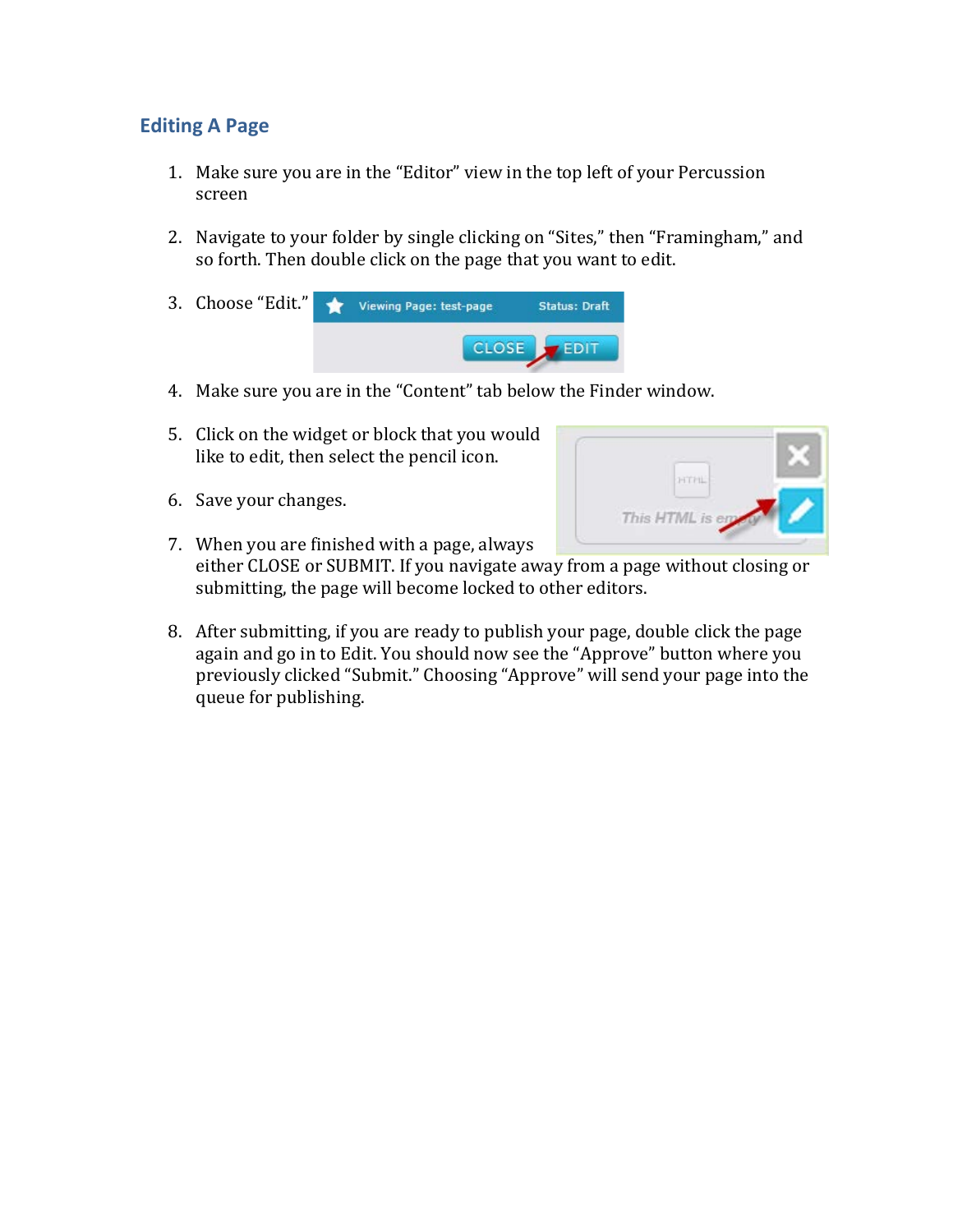## Editing A Page

1. Make sure you are in the “Editor” view in the top left of your Percussion screen

2. Navigate to your folder by single clicking on “Sites,” then “Framingham,” and so forth. Then double click on the page that you want to edit.

3. Choose “Edit.”

4. Make sure you are in the “Content” tab below the Finder window.

5. Click on the widget or block that you would like to edit, then select the pencil icon.

6. Save your changes.

7. When you are finished with a page, always either CLOSE or SUBMIT. If you navigate away from a page without closing or submitting, the page will become locked to other editors.

8. After submitting, if you are ready to publish your page, double click the page again and go in to Edit. You should now see the “Approve” button where you previously clicked “Submit.” Choosing “Approve” will send your page into the queue for publishing.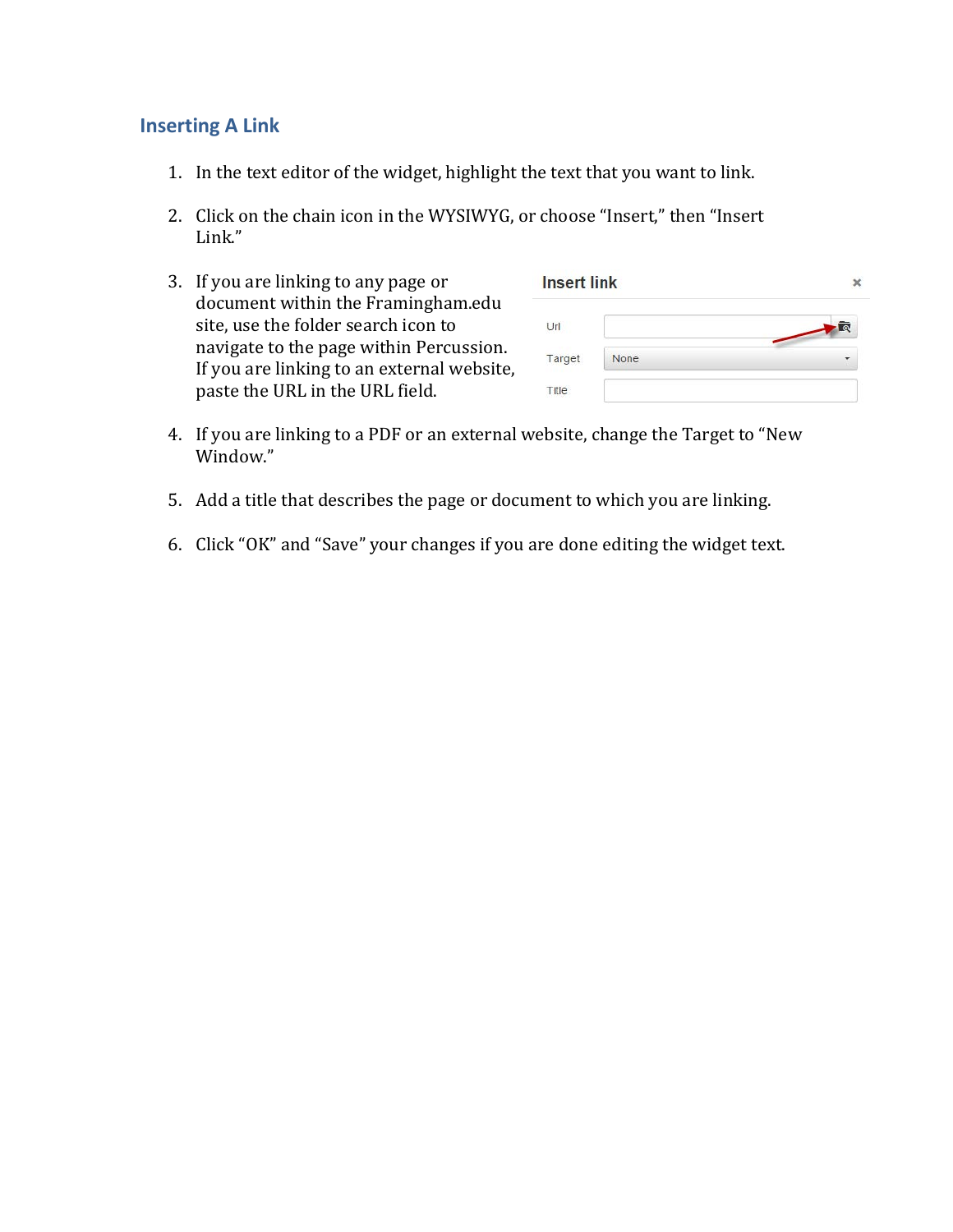## Inserting A Link

1. In the text editor of the widget, highlight the text that you want to link.

2. Click on the chain icon in the WYSIWYG, or choose "Insert," then "Insert Link."

3. If you are linking to any page or document within the Framingham.edu site, use the folder search icon to navigate to the page within Percussion. If you are linking to an external website, paste the URL in the URL field.

4. If you are linking to a PDF or an external website, change the Target to "New Window."

5. Add a title that describes the page or document to which you are linking.

6. Click "OK" and "Save" your changes if you are done editing the widget text.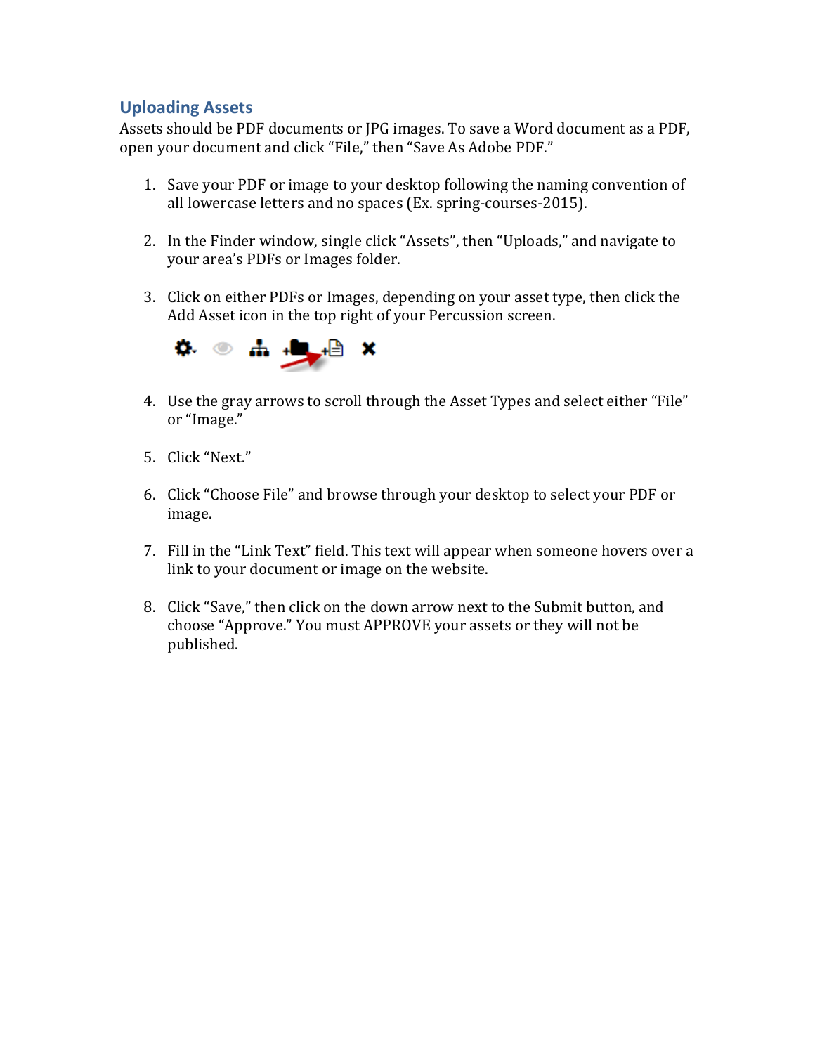## Uploading Assets

Assets should be PDF documents or JPG images. To save a Word document as a PDF, open your document and click "File," then "Save As Adobe PDF."

1. Save your PDF or image to your desktop following the naming convention of all lowercase letters and no spaces (Ex. spring-courses-2015).

2. In the Finder window, single click "Assets", then "Uploads," and navigate to your area's PDFs or Images folder.

3. Click on either PDFs or Images, depending on your asset type, then click the Add Asset icon in the top right of your Percussion screen.

4. Use the gray arrows to scroll through the Asset Types and select either "File" or "Image."

5. Click "Next."

6. Click "Choose File" and browse through your desktop to select your PDF or image.

7. Fill in the "Link Text" field. This text will appear when someone hovers over a link to your document or image on the website.

8. Click "Save," then click on the down arrow next to the Submit button, and choose "Approve." You must APPROVE your assets or they will not be published.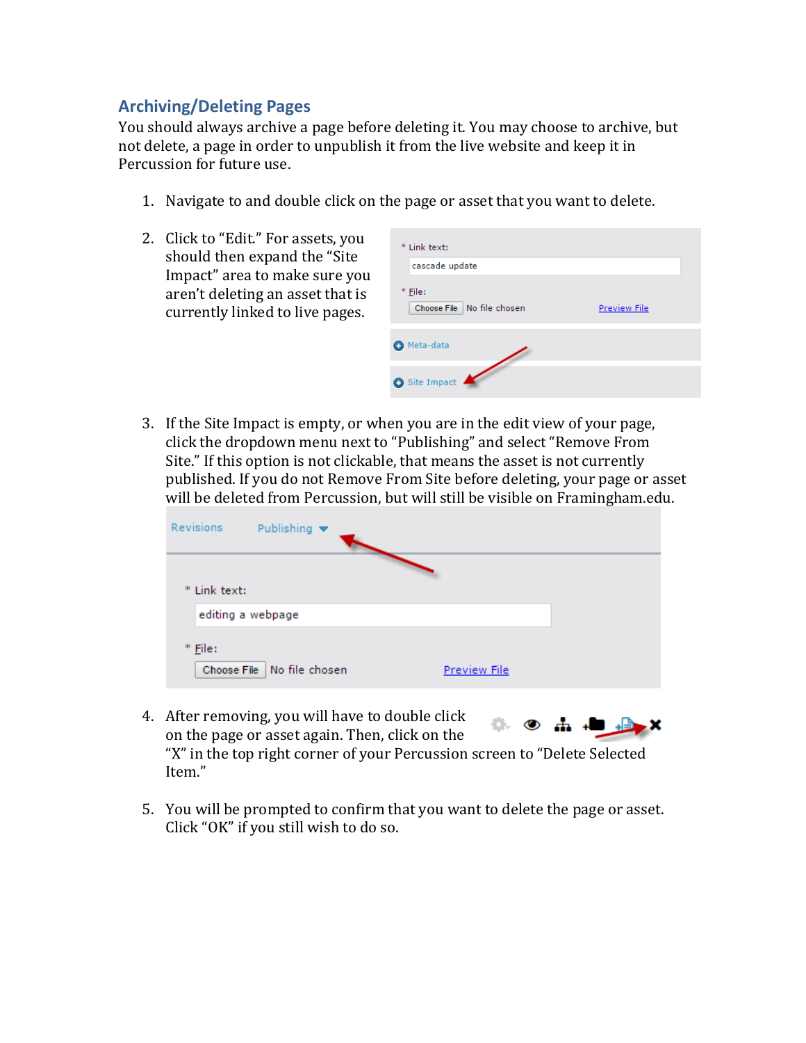## Archiving/Deleting Pages

You should always archive a page before deleting it. You may choose to archive, but not delete, a page in order to unpublish it from the live website and keep it in Percussion for future use.

1. Navigate to and double click on the page or asset that you want to delete.

2. Click to "Edit." For assets, you should then expand the "Site Impact" area to make sure you aren't deleting an asset that is currently linked to live pages.

3. If the Site Impact is empty, or when you are in the edit view of your page, click the dropdown menu next to "Publishing" and select "Remove From Site." If this option is not clickable, that means the asset is not currently published. If you do not Remove From Site before deleting, your page or asset will be deleted from Percussion, but will still be visible on Framingham.edu.

4. After removing, you will have to double click on the page or asset again. Then, click on the "X" in the top right corner of your Percussion screen to "Delete Selected Item."

5. You will be prompted to confirm that you want to delete the page or asset. Click "OK" if you still wish to do so.